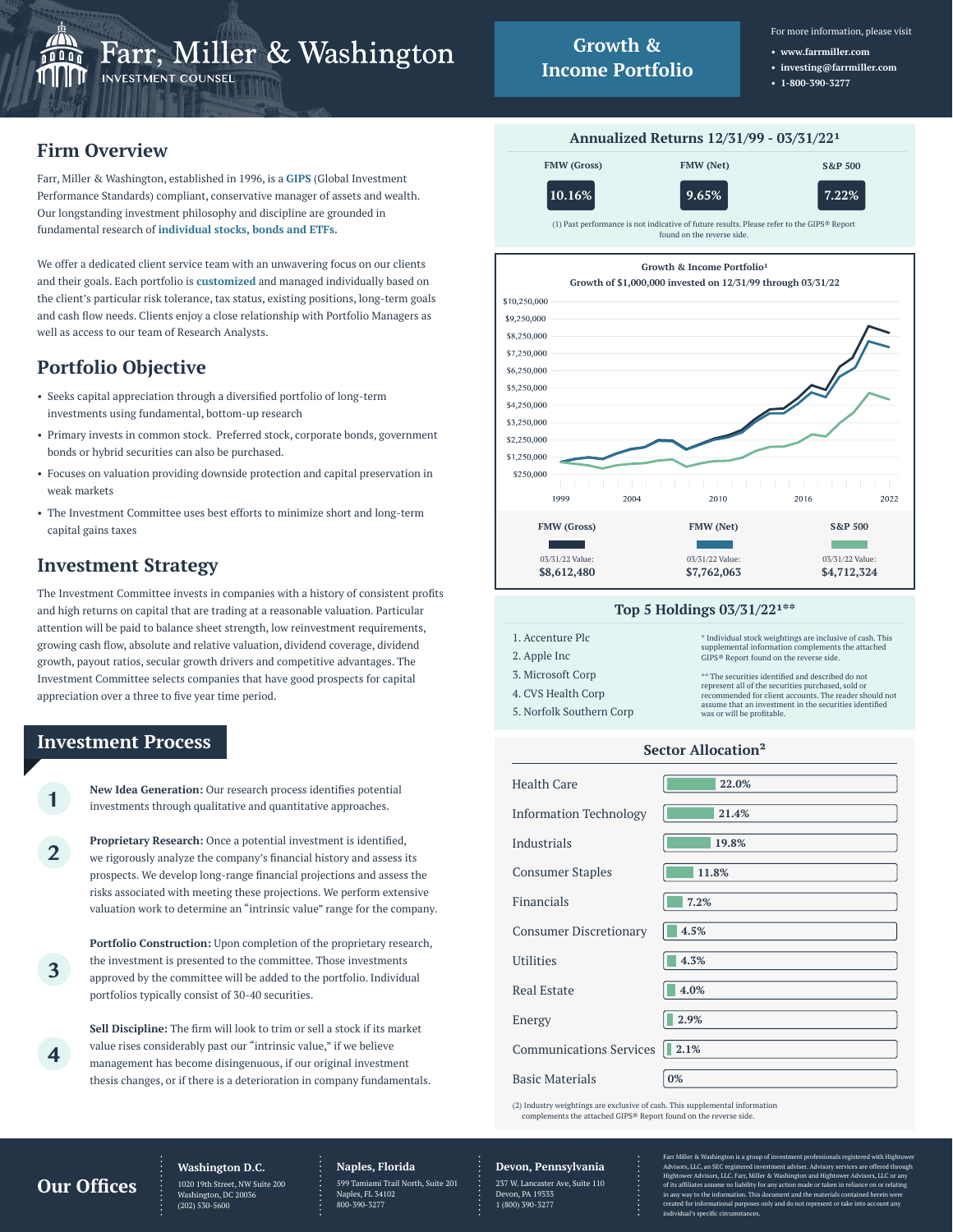# Farr, Miller & Washington

INVESTMENT COUNSEL

## Growth & Income Portfolio

For more information, please visit

- www.farrmiller.com
- investing@farrmiller.com
- 1-800-390-3277

## Firm Overview

Farr, Miller & Washington, established in 1996, is a **GIPS** (Global Investment Performance Standards) compliant, conservative manager of assets and wealth. Our longstanding investment philosophy and discipline are grounded in fundamental research of **individual stocks, bonds and ETFs.**

We offer a dedicated client service team with an unwavering focus on our clients and their goals. Each portfolio is **customized** and managed individually based on the client's particular risk tolerance, tax status, existing positions, long-term goals and cash flow needs. Clients enjoy a close relationship with Portfolio Managers as well as access to our team of Research Analysts.

## Portfolio Objective

- Seeks capital appreciation through a diversified portfolio of long-term investments using fundamental, bottom-up research
- Primary invests in common stock. Preferred stock, corporate bonds, government bonds or hybrid securities can also be purchased.
- Focuses on valuation providing downside protection and capital preservation in weak markets
- The Investment Committee uses best efforts to minimize short and long-term capital gains taxes

## Investment Strategy

The Investment Committee invests in companies with a history of consistent profits and high returns on capital that are trading at a reasonable valuation. Particular attention will be paid to balance sheet strength, low reinvestment requirements, growing cash flow, absolute and relative valuation, dividend coverage, dividend growth, payout ratios, secular growth drivers and competitive advantages. The Investment Committee selects companies that have good prospects for capital appreciation over a three to five year time period.

## Investment Process

1. **New Idea Generation:** Our research process identifies potential investments through qualitative and quantitative approaches.
2. **Proprietary Research:** Once a potential investment is identified, we rigorously analyze the company's financial history and assess its prospects. We develop long-range financial projections and assess the risks associated with meeting these projections. We perform extensive valuation work to determine an "intrinsic value" range for the company.
3. **Portfolio Construction:** Upon completion of the proprietary research, the investment is presented to the committee. Those investments approved by the committee will be added to the portfolio. Individual portfolios typically consist of 30-40 securities.
4. **Sell Discipline:** The firm will look to trim or sell a stock if its market value rises considerably past our "intrinsic value," if we believe management has become disingenuous, if our original investment thesis changes, or if there is a deterioration in company fundamentals.

## Annualized Returns 12/31/99 - 03/31/22[1]

| FMW (Gross) | FMW (Net) | S&P 500 |
|---|---|---|
| 10.16% | 9.65% | 7.22% |

(1) Past performance is not indicative of future results. Please refer to the GIPS® Report found on the reverse side.

### Growth & Income Portfolio[1]
### Growth of $1,000,000 invested on 12/31/99 through 03/31/22

| | FMW (Gross) | FMW (Net) | S&P 500 |
|---|---|---|---|
| 03/31/22 Value: | $8,612,480 | $7,762,063 | $4,712,324 |

## Top 5 Holdings 03/31/22[1]**

1. Accenture Plc
2. Apple Inc
3. Microsoft Corp
4. CVS Health Corp
5. Norfolk Southern Corp

\* Individual stock weightings are inclusive of cash. This supplemental information complements the attached GIPS® Report found on the reverse side.

\*\* The securities identified and described do not represent all of the securities purchased, sold or recommended for client accounts. The reader should not assume that an investment in the securities identified was or will be profitable.

## Sector Allocation[2]

| Sector | Weight |
|---|---|
| Health Care | 22.0% |
| Information Technology | 21.4% |
| Industrials | 19.8% |
| Consumer Staples | 11.8% |
| Financials | 7.2% |
| Consumer Discretionary | 4.5% |
| Utilities | 4.3% |
| Real Estate | 4.0% |
| Energy | 2.9% |
| Communications Services | 2.1% |
| Basic Materials | 0% |

(2) Industry weightings are exclusive of cash. This supplemental information complements the attached GIPS® Report found on the reverse side.

## Our Offices

**Washington D.C.**
1020 19th Street, NW Suite 200
Washington, DC 20036
(202) 530-5600

**Naples, Florida**
599 Tamiami Trail North, Suite 201
Naples, FL 34102
800-390-3277

**Devon, Pennsylvania**
237 W. Lancaster Ave, Suite 110
Devon, PA 19333
1 (800) 390-3277

Farr Miller & Washington is a group of investment professionals registered with Hightower Advisors, LLC, an SEC registered investment adviser. Advisory services are offered through Hightower Advisors, LLC. Farr, Miller & Washington and Hightower Advisors, LLC or any of its affiliates assume no liability for any action made or taken in reliance on or relating in any way to the information. This document and the materials contained herein were created for informational purposes only and do not represent or take into account any individual's specific circumstances.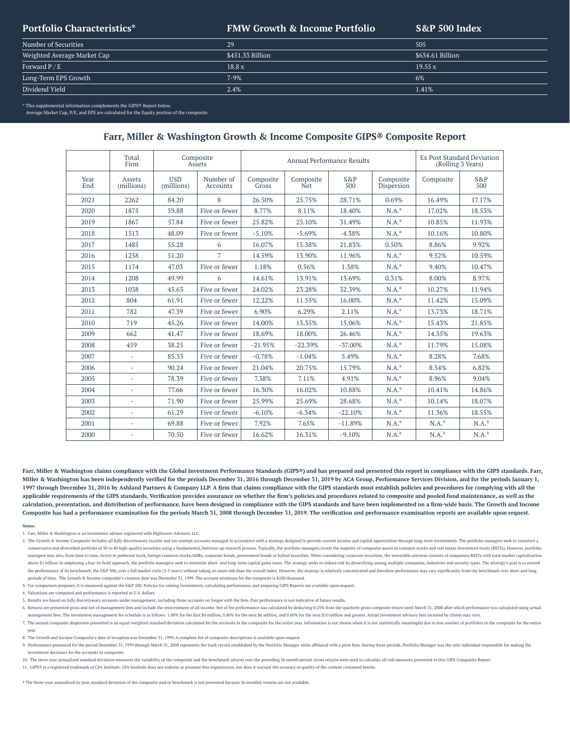| Portfolio Characteristics* | FMW Growth & Income Portfolio | S&P 500 Index |
|---|---|---|
| Number of Securities | 29 | 505 |
| Weighted Average Market Cap | $451.33 Billion | $634.61 Billion |
| Forward P / E | 18.8 x | 19.55 x |
| Long-Term EPS Growth | 7-9% | 6% |
| Dividend Yield | 2.4% | 1.41% |

* This supplemental information complements the GIPS® Report below.
Average Market Cap, P/E, and EPS are calculated for the Equity portion of the composite.

## Farr, Miller & Washington Growth & Income Composite GIPS® Composite Report

| | Total Firm | Composite Assets | | Annual Performance Results | | | | Ex Post Standard Deviation (Rolling 3 Years) | |
|---|---|---|---|---|---|---|---|---|---|
| Year End | Assets (millions) | USD (millions) | Number of Accounts | Composite Gross | Composite Net | S&P 500 | Composite Dispersion | Composite | S&P 500 |
| 2021 | 2262 | 84.20 | 8 | 26.50% | 25.75% | 28.71% | 0.69% | 16.49% | 17.17% |
| 2020 | 1875 | 59.88 | Five or fewer | 8.77% | 8.11% | 18.40% | N.A.* | 17.02% | 18.53% |
| 2019 | 1867 | 57.84 | Five or fewer | 25.82% | 25.10% | 31.49% | N.A.* | 10.85% | 11.93% |
| 2018 | 1513 | 48.09 | Five or fewer | -5.10% | -5.69% | -4.38% | N.A.* | 10.16% | 10.80% |
| 2017 | 1485 | 55.28 | 6 | 16.07% | 15.38% | 21.83% | 0.50% | 8.86% | 9.92% |
| 2016 | 1258 | 51.20 | 7 | 14.59% | 13.90% | 11.96% | N.A.* | 9.52% | 10.59% |
| 2015 | 1174 | 47.03 | Five or fewer | 1.18% | 0.56% | 1.38% | N.A.* | 9.40% | 10.47% |
| 2014 | 1208 | 49.99 | 6 | 14.61% | 13.91% | 13.69% | 0.31% | 8.00% | 8.97% |
| 2013 | 1038 | 45.63 | Five or fewer | 24.02% | 23.28% | 32.39% | N.A.* | 10.27% | 11.94% |
| 2012 | 804 | 61.91 | Five or fewer | 12.22% | 11.55% | 16.00% | N.A.* | 11.42% | 15.09% |
| 2011 | 782 | 47.39 | Five or fewer | 6.90% | 6.29% | 2.11% | N.A.* | 13.73% | 18.71% |
| 2010 | 719 | 45.26 | Five or fewer | 14.00% | 13.35% | 15.06% | N.A.* | 15.43% | 21.85% |
| 2009 | 662 | 41.47 | Five or fewer | 18.69% | 18.00% | 26.46% | N.A.* | 14.35% | 19.63% |
| 2008 | 459 | 38.25 | Five or fewer | -21.95% | -22.39% | -37.00% | N.A.* | 11.79% | 15.08% |
| 2007 | - | 85.33 | Five or fewer | -0.78% | -1.04% | 5.49% | N.A.* | 8.28% | 7.68% |
| 2006 | - | 90.24 | Five or fewer | 21.04% | 20.75% | 15.79% | N.A.* | 8.34% | 6.82% |
| 2005 | - | 78.39 | Five or fewer | 7.38% | 7.11% | 4.91% | N.A.* | 8.96% | 9.04% |
| 2004 | - | 77.66 | Five or fewer | 16.30% | 16.02% | 10.88% | N.A.* | 10.41% | 14.86% |
| 2003 | - | 71.90 | Five or fewer | 25.99% | 25.69% | 28.68% | N.A.* | 10.14% | 18.07% |
| 2002 | - | 61.29 | Five or fewer | -6.10% | -6.34% | -22.10% | N.A.* | 11.36% | 18.55% |
| 2001 | - | 69.88 | Five or fewer | 7.92% | 7.65% | -11.89% | N.A.* | N.A.[1] | N.A.[1] |
| 2000 | - | 70.50 | Five or fewer | 16.62% | 16.31% | -9.10% | N.A.* | N.A.[1] | N.A.[1] |

**Farr, Miller & Washington claims compliance with the Global Investment Performance Standards (GIPS®) and has prepared and presented this report in compliance with the GIPS standards. Farr, Miller & Washington has been independently verified for the periods December 31, 2016 through December 31, 2019 by ACA Group, Performance Services Division, and for the periods January 1, 1997 through December 31, 2016 by Ashland Partners & Company LLP. A firm that claims compliance with the GIPS standards must establish policies and procedures for complying with all the applicable requirements of the GIPS standards. Verification provides assurance on whether the firm's policies and procedures related to composite and pooled fund maintenance, as well as the calculation, presentation, and distribution of performance, have been designed in compliance with the GIPS standards and have been implemented on a firm-wide basis. The Growth and Income Composite has had a performance examination for the periods March 31, 2008 through December 31, 2019. The verification and performance examination reports are available upon request.**

**Notes:**

1. Farr, Miller & Washington is an investment advisor registered with Hightower Advisors, LLC.
2. The Growth & Income Composite includes all fully discretionary taxable and tax-exempt accounts managed in accordance with a strategy designed to provide current income and capital appreciation through long-term investments. The portfolio managers seek to construct a conservative and diversified portfolio of 30 to 40 high-quality securities using a fundamental, bottoms-up research process. Typically, the portfolio managers invest the majority of composite assets in common stocks and real estate investment trusts (REITs). However, portfolio managers may also, from time to time, invest in preferred stock, foreign common stocks/ADRs, corporate bonds, government bonds or hybrid securities. When considering corporate securities, the investable universe consists of companies/REITs with total market capitalization above $1 billion. In employing a buy-to-hold approach, the portfolio managers seek to minimize short- and long-term capital gains taxes. The strategy seeks to reduce risk by diversifying among multiple companies, industries and security types. The strategy's goal is to exceed the performance of its benchmark, the S&P 500, over a full market cycle (3-5 years) without taking on more risk than the overall index. However, the strategy is relatively concentrated and therefore performance may vary significantly from the benchmark over short and long periods of time. The Growth & Income composite's creation date was December 31, 1999. The account minimum for the composite is $100 thousand.
3. For comparison purposes, it is measured against the S&P 500. Policies for valuing investments, calculating performance, and preparing GIPS Reports are available upon request.
4. Valuations are computed and performance is reported in U.S. dollars.
5. Results are based on fully discretionary accounts under management, including those accounts no longer with the firm. Past performance is not indicative of future results.
6. Returns are presented gross and net of management fees and include the reinvestment of all income. Net of fee performance was calculated by deducting 0.25% from the quarterly gross composite return until March 31, 2008 after which performance was calculated using actual management fees. The investment management fee schedule is as follows: 1.00% for the first $4 million, 0.80% for the next $6 million, and 0.60% for the next $10 million and greater. Actual investment advisory fees incurred by clients may vary.
7. The annual composite dispersion presented is an equal-weighted standard deviation calculated for the accounts in the composite for the entire year. Information is not shown when it is not statistically meaningful due to less number of portfolios in the composite for the entire year.
8. The Growth and Income Composite's date of inception was December 31, 1999. A complete list of composite descriptions is available upon request.
9. Performance presented for the period December 31, 1999 through March 31, 2008 represents the track record established by the Portfolio Manager while affiliated with a prior firm. During these periods, Portfolio Manager was the only individual responsible for making the investment decisions for the accounts in composite.
10. The three year annualized standard deviation measures the variability of the composite and the benchmark returns over the preceding 36 month period. Gross returns were used to calculate all risk measures presented in this GIPS Composite Report.
11. GIPS® is a registered trademark of CFA Institute. CFA Institute does not endorse or promote this organization, nor does it warrant the accuracy or quality of the content contained herein.

[1] The three-year annualized ex-post standard deviation of the composite and/or benchmark is not presented because 36 monthly returns are not available.